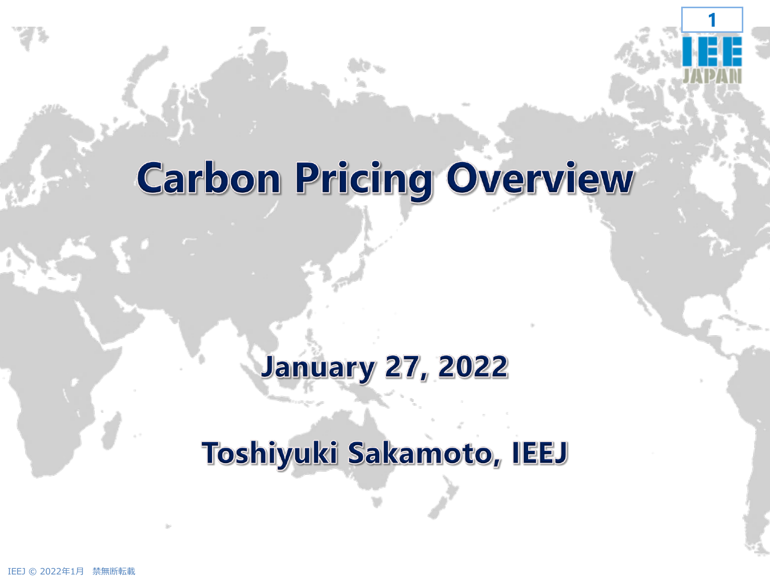# Carbon Pricing Overview

**January 27, 2022**

**Toshiyuki Sakamoto, IEEJ**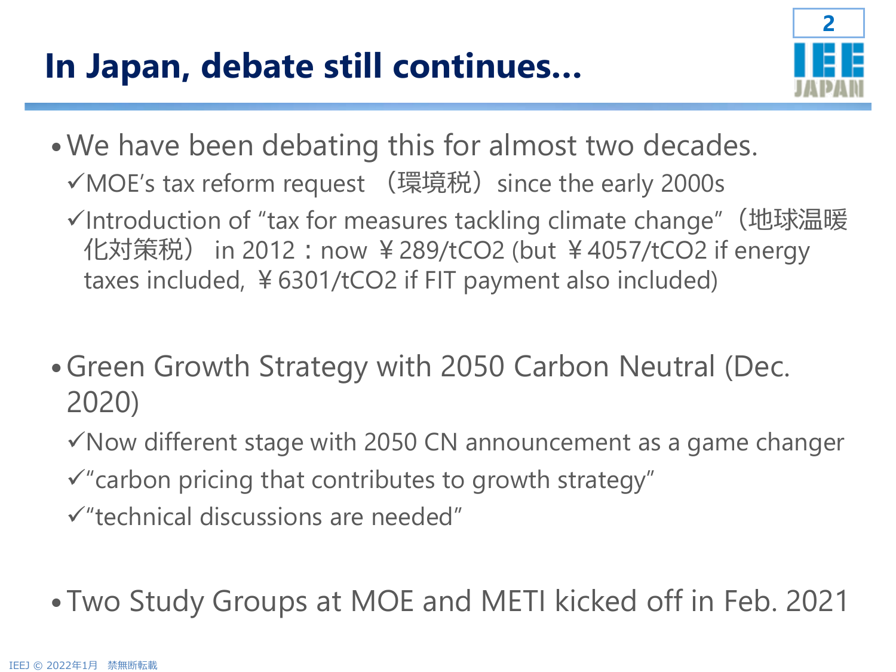# In Japan, debate still continues…

- We have been debating this for almost two decades.
  - ✓MOE's tax reform request （環境税）since the early 2000s
  - ✓Introduction of "tax for measures tackling climate change"（地球温暖化対策税） in 2012：now ￥289/t$CO_2$ (but ￥4057/t$CO_2$ if energy taxes included, ￥6301/t$CO_2$ if FIT payment also included)

- Green Growth Strategy with 2050 Carbon Neutral (Dec. 2020)
  - ✓Now different stage with 2050 CN announcement as a game changer
  - ✓"carbon pricing that contributes to growth strategy"
  - ✓"technical discussions are needed"

- Two Study Groups at MOE and METI kicked off in Feb. 2021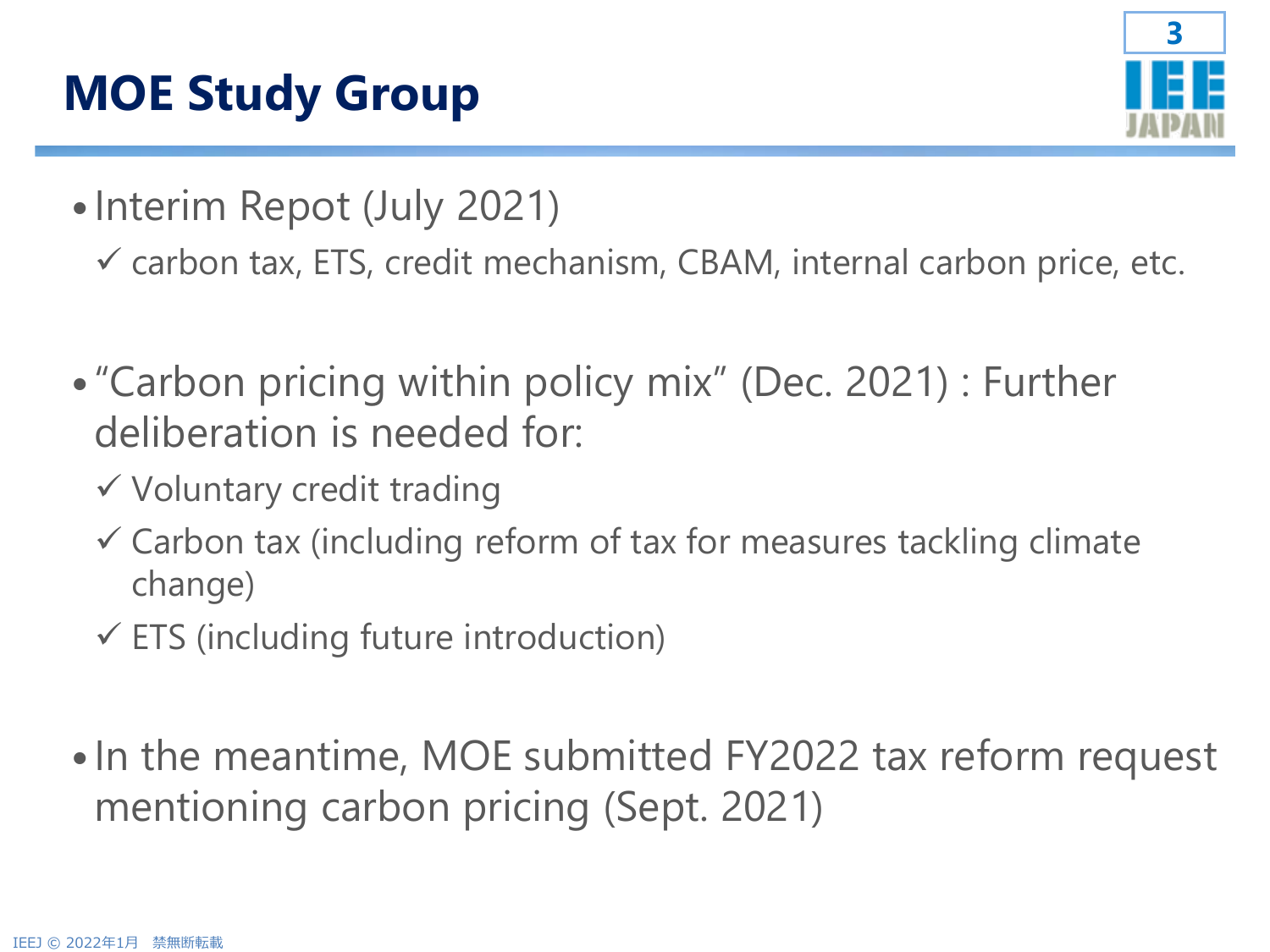# MOE Study Group

- Interim Repot (July 2021)
  - ✓ carbon tax, ETS, credit mechanism, CBAM, internal carbon price, etc.

- "Carbon pricing within policy mix" (Dec. 2021) : Further deliberation is needed for:
  - ✓ Voluntary credit trading
  - ✓ Carbon tax (including reform of tax for measures tackling climate change)
  - ✓ ETS (including future introduction)

- In the meantime, MOE submitted FY2022 tax reform request mentioning carbon pricing (Sept. 2021)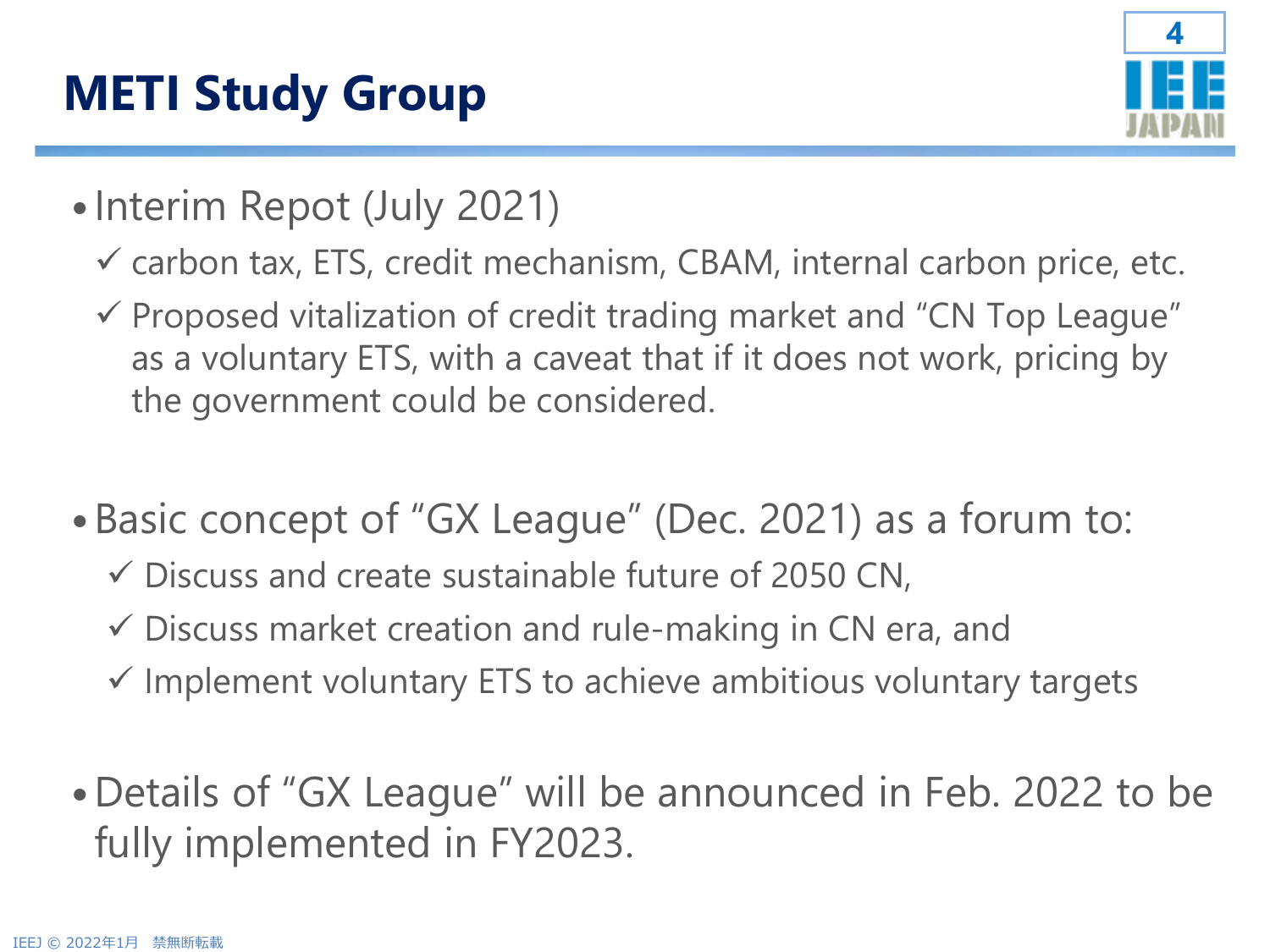# METI Study Group

- Interim Repot (July 2021)
  - ✓ carbon tax, ETS, credit mechanism, CBAM, internal carbon price, etc.
  - ✓ Proposed vitalization of credit trading market and "CN Top League" as a voluntary ETS, with a caveat that if it does not work, pricing by the government could be considered.

- Basic concept of "GX League" (Dec. 2021) as a forum to:
  - ✓ Discuss and create sustainable future of 2050 CN,
  - ✓ Discuss market creation and rule-making in CN era, and
  - ✓ Implement voluntary ETS to achieve ambitious voluntary targets

- Details of "GX League" will be announced in Feb. 2022 to be fully implemented in FY2023.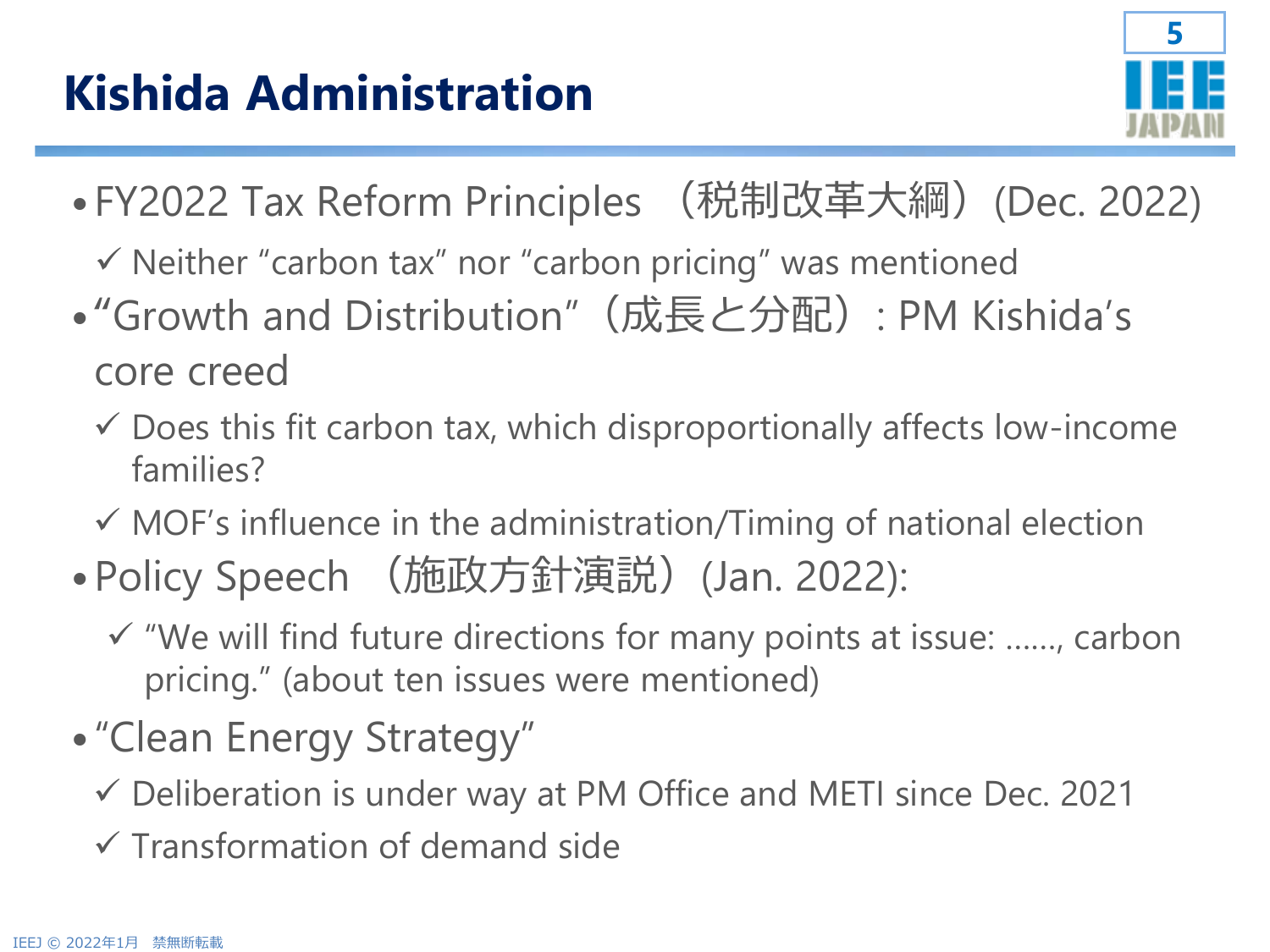# Kishida Administration

- FY2022 Tax Reform Principles （税制改革大綱）(Dec. 2022)
  - ✓ Neither "carbon tax" nor "carbon pricing" was mentioned
- "Growth and Distribution"（成長と分配）: PM Kishida's core creed
  - ✓ Does this fit carbon tax, which disproportionally affects low-income families?
  - ✓ MOF's influence in the administration/Timing of national election
- Policy Speech （施政方針演説）(Jan. 2022):
  - ✓ "We will find future directions for many points at issue: ……, carbon pricing." (about ten issues were mentioned)
- "Clean Energy Strategy"
  - ✓ Deliberation is under way at PM Office and METI since Dec. 2021
  - ✓ Transformation of demand side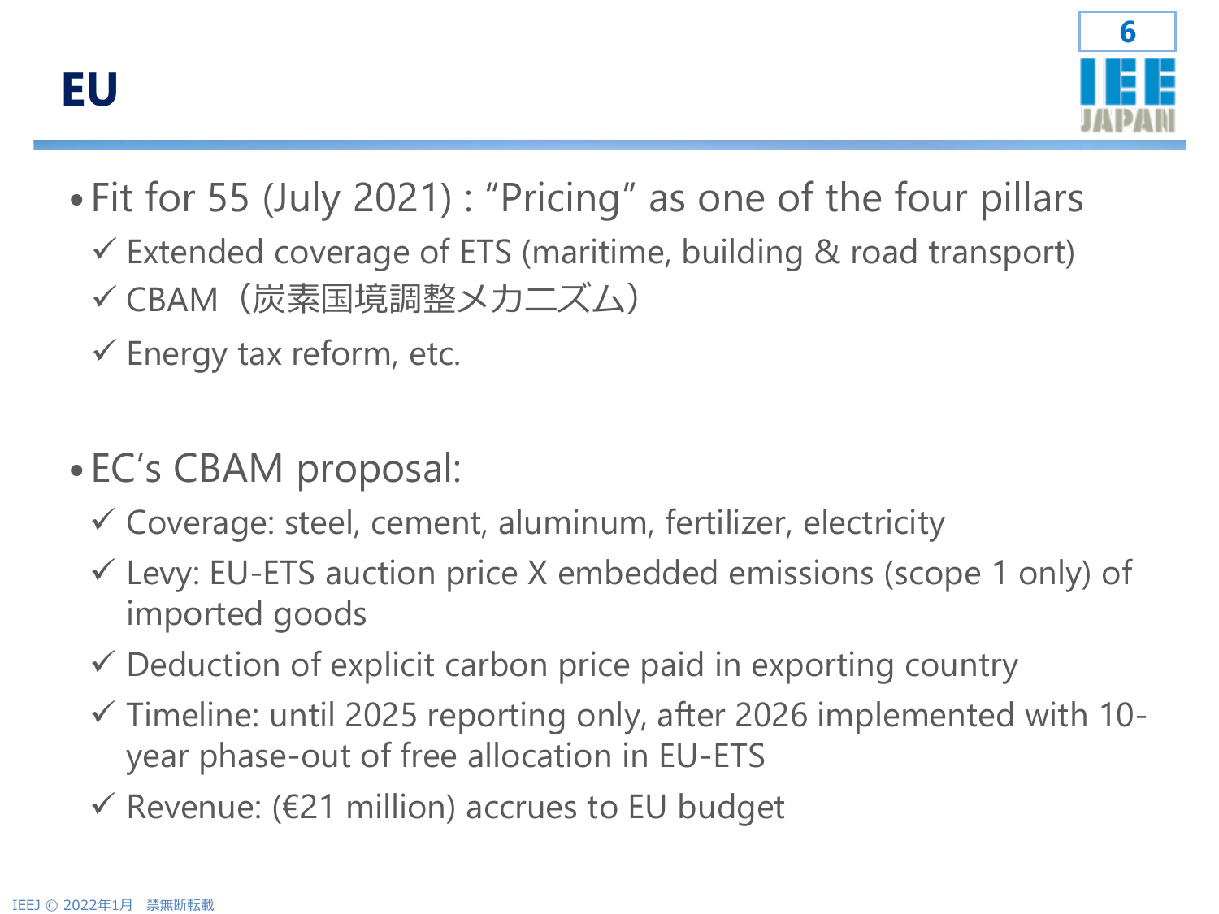# EU

- Fit for 55 (July 2021) : “Pricing” as one of the four pillars
  - ✓ Extended coverage of ETS (maritime, building & road transport)
  - ✓ CBAM（炭素国境調整メカニズム）
  - ✓ Energy tax reform, etc.

- EC’s CBAM proposal:
  - ✓ Coverage: steel, cement, aluminum, fertilizer, electricity
  - ✓ Levy: EU-ETS auction price X embedded emissions (scope 1 only) of imported goods
  - ✓ Deduction of explicit carbon price paid in exporting country
  - ✓ Timeline: until 2025 reporting only, after 2026 implemented with 10-year phase-out of free allocation in EU-ETS
  - ✓ Revenue: (€21 million) accrues to EU budget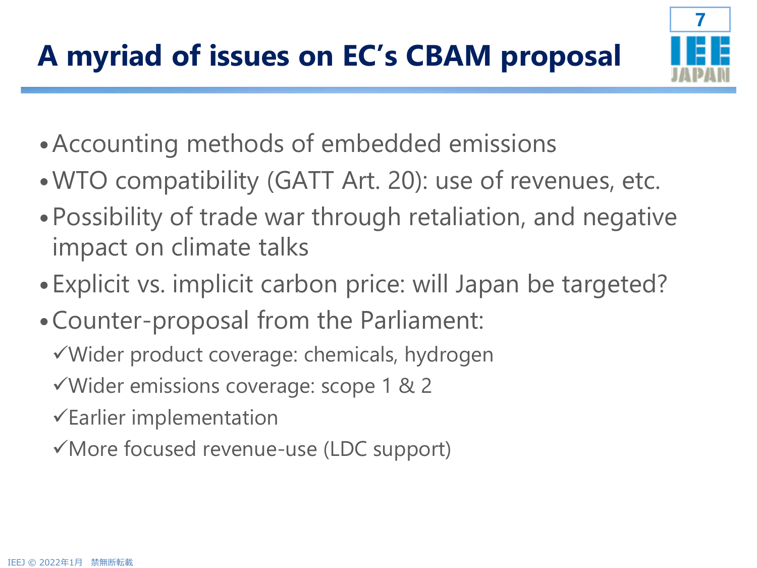# A myriad of issues on EC's CBAM proposal

- Accounting methods of embedded emissions
- WTO compatibility (GATT Art. 20): use of revenues, etc.
- Possibility of trade war through retaliation, and negative impact on climate talks
- Explicit vs. implicit carbon price: will Japan be targeted?
- Counter-proposal from the Parliament:
  - ✓Wider product coverage: chemicals, hydrogen
  - ✓Wider emissions coverage: scope 1 & 2
  - ✓Earlier implementation
  - ✓More focused revenue-use (LDC support)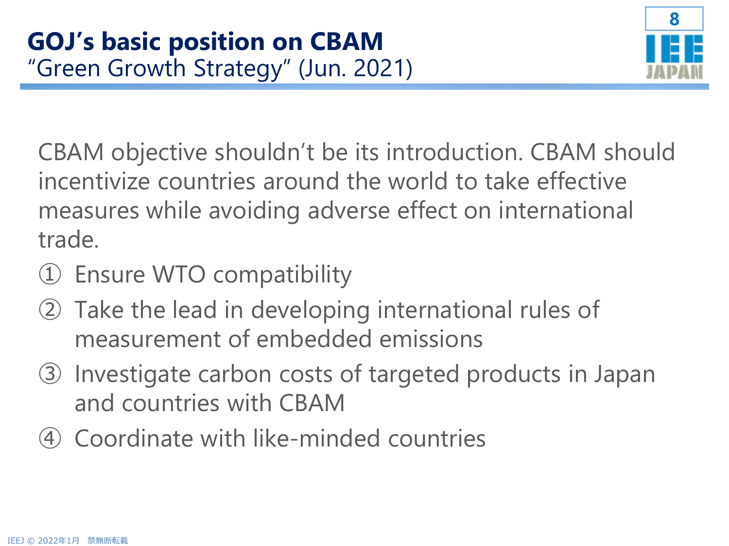# GOJ's basic position on CBAM

"Green Growth Strategy" (Jun. 2021)

CBAM objective shouldn't be its introduction. CBAM should incentivize countries around the world to take effective measures while avoiding adverse effect on international trade.

① Ensure WTO compatibility

② Take the lead in developing international rules of measurement of embedded emissions

③ Investigate carbon costs of targeted products in Japan and countries with CBAM

④ Coordinate with like-minded countries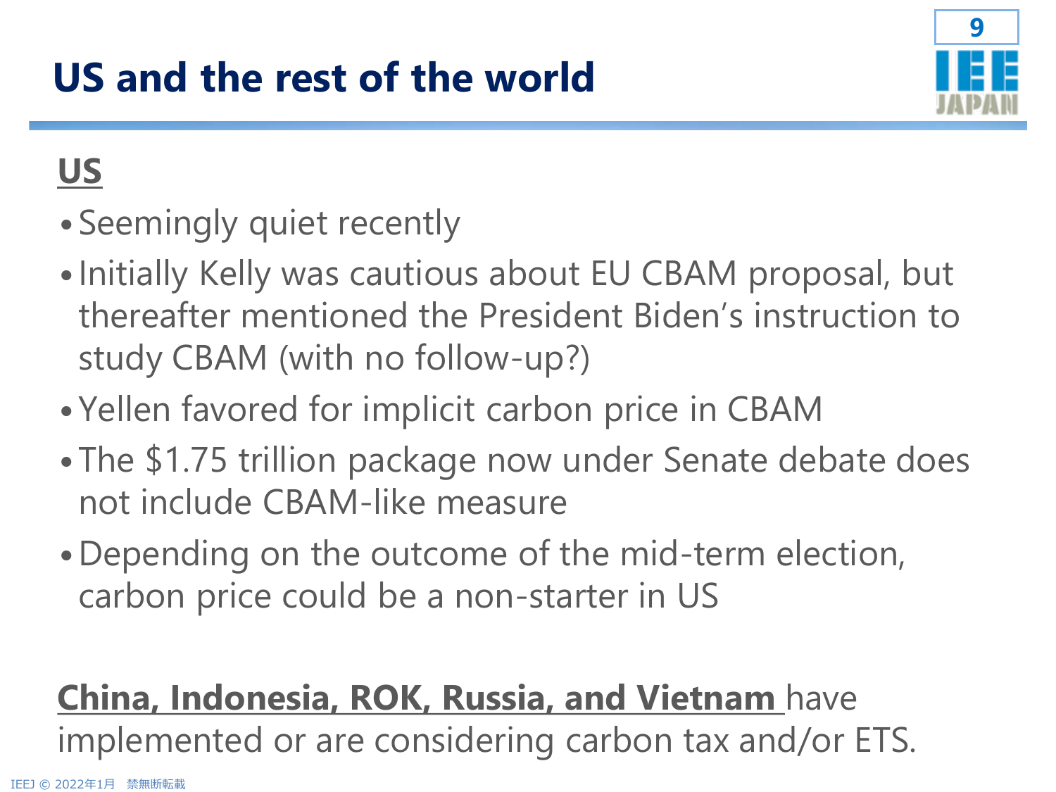# US and the rest of the world

**US**

- Seemingly quiet recently
- Initially Kelly was cautious about EU CBAM proposal, but thereafter mentioned the President Biden's instruction to study CBAM (with no follow-up?)
- Yellen favored for implicit carbon price in CBAM
- The $1.75 trillion package now under Senate debate does not include CBAM-like measure
- Depending on the outcome of the mid-term election, carbon price could be a non-starter in US

**China, Indonesia, ROK, Russia, and Vietnam** have implemented or are considering carbon tax and/or ETS.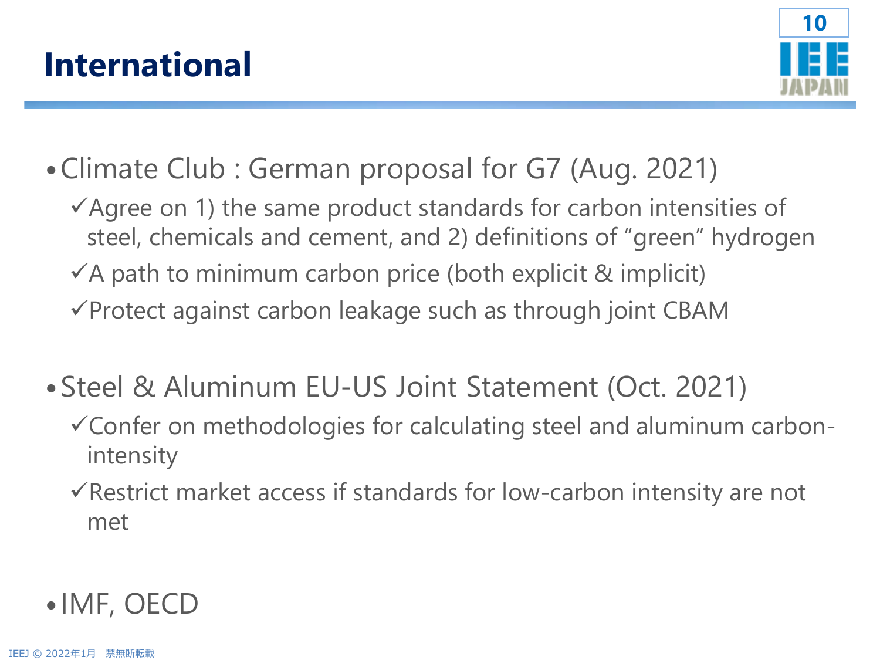# International

- Climate Club : German proposal for G7 (Aug. 2021)
  - ✓Agree on 1) the same product standards for carbon intensities of steel, chemicals and cement, and 2) definitions of "green" hydrogen
  - ✓A path to minimum carbon price (both explicit & implicit)
  - ✓Protect against carbon leakage such as through joint CBAM

- Steel & Aluminum EU-US Joint Statement (Oct. 2021)
  - ✓Confer on methodologies for calculating steel and aluminum carbon-intensity
  - ✓Restrict market access if standards for low-carbon intensity are not met

- IMF, OECD

IEEJ © 2022年1月　禁無断転載